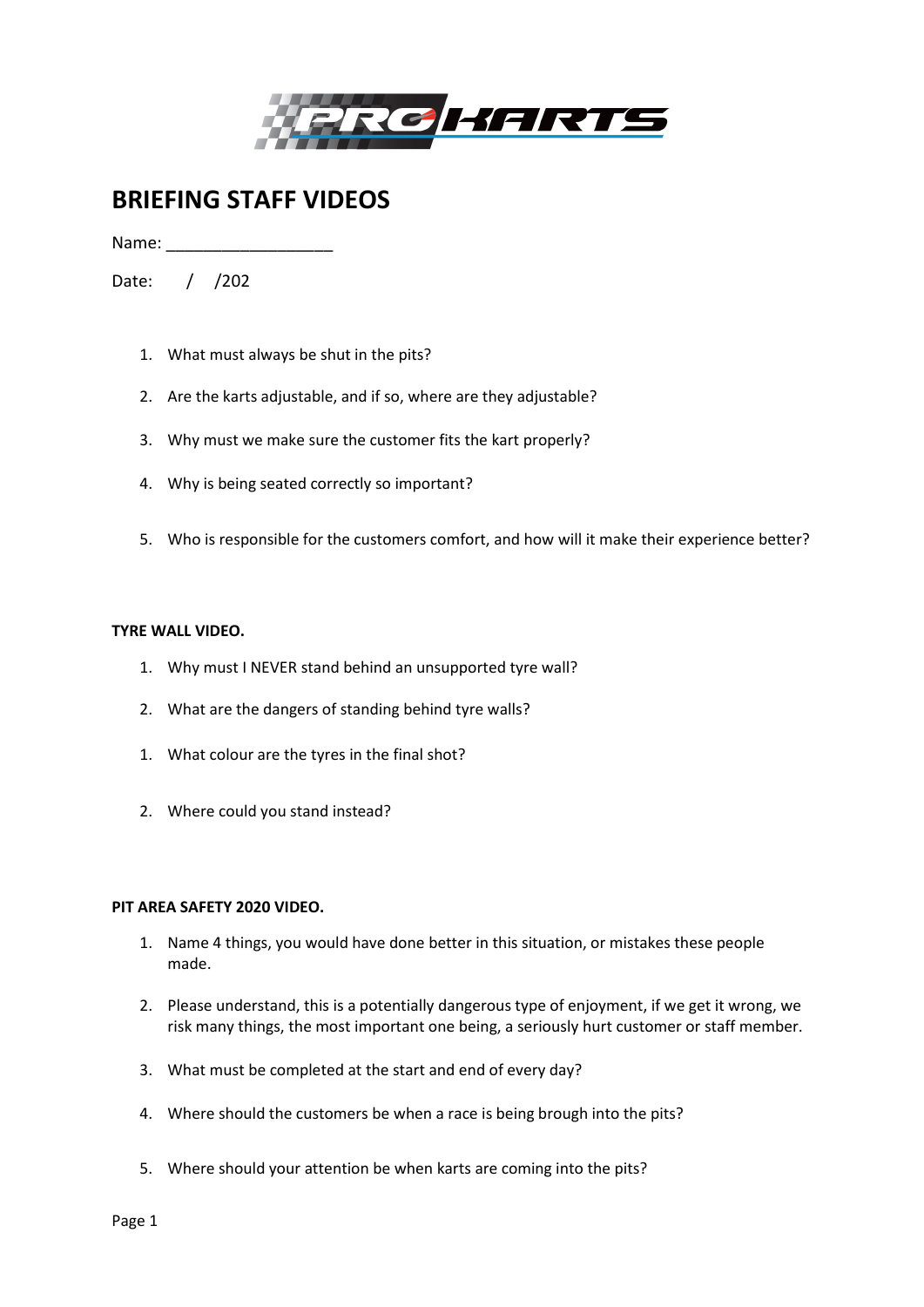# BRIEFING STAFF VIDEOS

Name: __________________

Date:      /    /202

1. What must always be shut in the pits?
2. Are the karts adjustable, and if so, where are they adjustable?
3. Why must we make sure the customer fits the kart properly?
4. Why is being seated correctly so important?
5. Who is responsible for the customers comfort, and how will it make their experience better?

**TYRE WALL VIDEO.**

1. Why must I NEVER stand behind an unsupported tyre wall?
2. What are the dangers of standing behind tyre walls?

1. What colour are the tyres in the final shot?
2. Where could you stand instead?

**PIT AREA SAFETY 2020 VIDEO.**

1. Name 4 things, you would have done better in this situation, or mistakes these people made.
2. Please understand, this is a potentially dangerous type of enjoyment, if we get it wrong, we risk many things, the most important one being, a seriously hurt customer or staff member.
3. What must be completed at the start and end of every day?
4. Where should the customers be when a race is being brough into the pits?
5. Where should your attention be when karts are coming into the pits?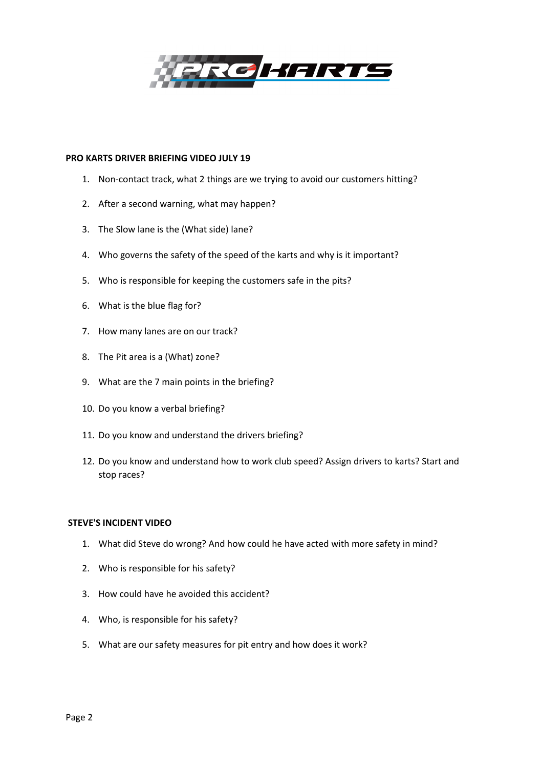**PRO KARTS DRIVER BRIEFING VIDEO JULY 19**

1. Non-contact track, what 2 things are we trying to avoid our customers hitting?
2. After a second warning, what may happen?
3. The Slow lane is the (What side) lane?
4. Who governs the safety of the speed of the karts and why is it important?
5. Who is responsible for keeping the customers safe in the pits?
6. What is the blue flag for?
7. How many lanes are on our track?
8. The Pit area is a (What) zone?
9. What are the 7 main points in the briefing?
10. Do you know a verbal briefing?
11. Do you know and understand the drivers briefing?
12. Do you know and understand how to work club speed? Assign drivers to karts? Start and stop races?

**STEVE'S INCIDENT VIDEO**

1. What did Steve do wrong? And how could he have acted with more safety in mind?
2. Who is responsible for his safety?
3. How could have he avoided this accident?
4. Who, is responsible for his safety?
5. What are our safety measures for pit entry and how does it work?